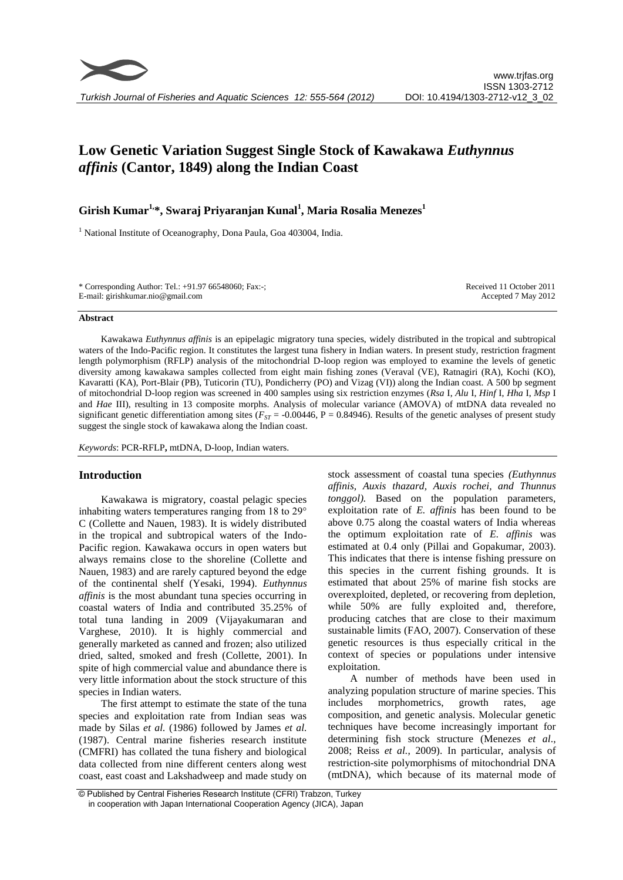# Low Genetic Variation Suggest Single Stock of Kawakawa *Euthynnus affinis* (Cantor, 1849) along the Indian Coast

**Girish Kumar[1,*], Swaraj Priyaranjan Kunal[1], Maria Rosalia Menezes[1]**

[1] National Institute of Oceanography, Dona Paula, Goa 403004, India.

\* Corresponding Author: Tel.: +91.97 66548060; Fax:-;
E-mail: girishkumar.nio@gmail.com

Received 11 October 2011
Accepted 7 May 2012

## Abstract

Kawakawa *Euthynnus affinis* is an epipelagic migratory tuna species, widely distributed in the tropical and subtropical waters of the Indo-Pacific region. It constitutes the largest tuna fishery in Indian waters. In present study, restriction fragment length polymorphism (RFLP) analysis of the mitochondrial D-loop region was employed to examine the levels of genetic diversity among kawakawa samples collected from eight main fishing zones (Veraval (VE), Ratnagiri (RA), Kochi (KO), Kavaratti (KA), Port-Blair (PB), Tuticorin (TU), Pondicherry (PO) and Vizag (VI)) along the Indian coast. A 500 bp segment of mitochondrial D-loop region was screened in 400 samples using six restriction enzymes (*Rsa* I, *Alu* I, *Hinf* I, *Hha* I, *Msp* I and *Hae* III), resulting in 13 composite morphs. Analysis of molecular variance (AMOVA) of mtDNA data revealed no significant genetic differentiation among sites ($F_{ST}$ = -0.00446, P = 0.84946). Results of the genetic analyses of present study suggest the single stock of kawakawa along the Indian coast.

*Keywords*: PCR-RFLP**,** mtDNA, D-loop, Indian waters.

## Introduction

Kawakawa is migratory, coastal pelagic species inhabiting waters temperatures ranging from 18 to 29° C (Collette and Nauen, 1983). It is widely distributed in the tropical and subtropical waters of the Indo-Pacific region. Kawakawa occurs in open waters but always remains close to the shoreline (Collette and Nauen, 1983) and are rarely captured beyond the edge of the continental shelf (Yesaki, 1994). *Euthynnus affinis* is the most abundant tuna species occurring in coastal waters of India and contributed 35.25% of total tuna landing in 2009 (Vijayakumaran and Varghese, 2010). It is highly commercial and generally marketed as canned and frozen; also utilized dried, salted, smoked and fresh (Collette, 2001). In spite of high commercial value and abundance there is very little information about the stock structure of this species in Indian waters.

The first attempt to estimate the state of the tuna species and exploitation rate from Indian seas was made by Silas *et al.* (1986) followed by James *et al.* (1987). Central marine fisheries research institute (CMFRI) has collated the tuna fishery and biological data collected from nine different centers along west coast, east coast and Lakshadweep and made study on stock assessment of coastal tuna species *(Euthynnus affinis, Auxis thazard, Auxis rochei, and Thunnus tonggol).* Based on the population parameters, exploitation rate of *E. affinis* has been found to be above 0.75 along the coastal waters of India whereas the optimum exploitation rate of *E. affinis* was estimated at 0.4 only (Pillai and Gopakumar, 2003). This indicates that there is intense fishing pressure on this species in the current fishing grounds. It is estimated that about 25% of marine fish stocks are overexploited, depleted, or recovering from depletion, while 50% are fully exploited and, therefore, producing catches that are close to their maximum sustainable limits (FAO, 2007). Conservation of these genetic resources is thus especially critical in the context of species or populations under intensive exploitation.

A number of methods have been used in analyzing population structure of marine species. This includes morphometrics, growth rates, age composition, and genetic analysis. Molecular genetic techniques have become increasingly important for determining fish stock structure (Menezes *et al*., 2008; Reiss *et al.*, 2009). In particular, analysis of restriction-site polymorphisms of mitochondrial DNA (mtDNA), which because of its maternal mode of

© Published by Central Fisheries Research Institute (CFRI) Trabzon, Turkey in cooperation with Japan International Cooperation Agency (JICA), Japan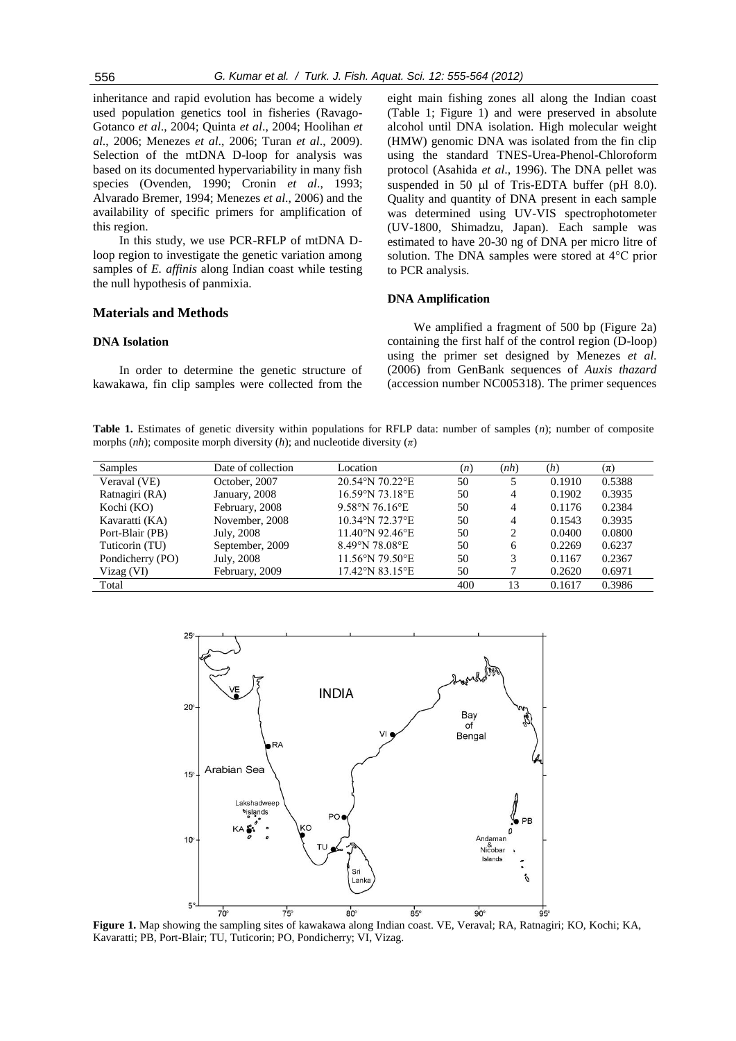inheritance and rapid evolution has become a widely used population genetics tool in fisheries (Ravago-Gotanco *et al*., 2004; Quinta *et al*., 2004; Hoolihan *et al*., 2006; Menezes *et al*., 2006; Turan *et al*., 2009). Selection of the mtDNA D-loop for analysis was based on its documented hypervariability in many fish species (Ovenden, 1990; Cronin *et al*., 1993; Alvarado Bremer, 1994; Menezes *et al*., 2006) and the availability of specific primers for amplification of this region.

In this study, we use PCR-RFLP of mtDNA D-loop region to investigate the genetic variation among samples of *E. affinis* along Indian coast while testing the null hypothesis of panmixia.

## Materials and Methods

### DNA Isolation

In order to determine the genetic structure of kawakawa, fin clip samples were collected from the eight main fishing zones all along the Indian coast (Table 1; Figure 1) and were preserved in absolute alcohol until DNA isolation. High molecular weight (HMW) genomic DNA was isolated from the fin clip using the standard TNES-Urea-Phenol-Chloroform protocol (Asahida *et al*., 1996). The DNA pellet was suspended in 50 μl of Tris-EDTA buffer (pH 8.0). Quality and quantity of DNA present in each sample was determined using UV-VIS spectrophotometer (UV-1800, Shimadzu, Japan). Each sample was estimated to have 20-30 ng of DNA per micro litre of solution. The DNA samples were stored at 4°C prior to PCR analysis.

### DNA Amplification

We amplified a fragment of 500 bp (Figure 2a) containing the first half of the control region (D-loop) using the primer set designed by Menezes *et al.* (2006) from GenBank sequences of *Auxis thazard* (accession number NC005318). The primer sequences

**Table 1.** Estimates of genetic diversity within populations for RFLP data: number of samples ($n$); number of composite morphs ($nh$); composite morph diversity ($h$); and nucleotide diversity ($\pi$)

| Samples | Date of collection | Location | ($n$) | ($nh$) | ($h$) | ($\pi$) |
|---|---|---|---|---|---|---|
| Veraval (VE) | October, 2007 | 20.54°N 70.22°E | 50 | 5 | 0.1910 | 0.5388 |
| Ratnagiri (RA) | January, 2008 | 16.59°N 73.18°E | 50 | 4 | 0.1902 | 0.3935 |
| Kochi (KO) | February, 2008 | 9.58°N 76.16°E | 50 | 4 | 0.1176 | 0.2384 |
| Kavaratti (KA) | November, 2008 | 10.34°N 72.37°E | 50 | 4 | 0.1543 | 0.3935 |
| Port-Blair (PB) | July, 2008 | 11.40°N 92.46°E | 50 | 2 | 0.0400 | 0.0800 |
| Tuticorin (TU) | September, 2009 | 8.49°N 78.08°E | 50 | 6 | 0.2269 | 0.6237 |
| Pondicherry (PO) | July, 2008 | 11.56°N 79.50°E | 50 | 3 | 0.1167 | 0.2367 |
| Vizag (VI) | February, 2009 | 17.42°N 83.15°E | 50 | 7 | 0.2620 | 0.6971 |
| Total | | | 400 | 13 | 0.1617 | 0.3986 |

**Figure 1.** Map showing the sampling sites of kawakawa along Indian coast. VE, Veraval; RA, Ratnagiri; KO, Kochi; KA, Kavaratti; PB, Port-Blair; TU, Tuticorin; PO, Pondicherry; VI, Vizag.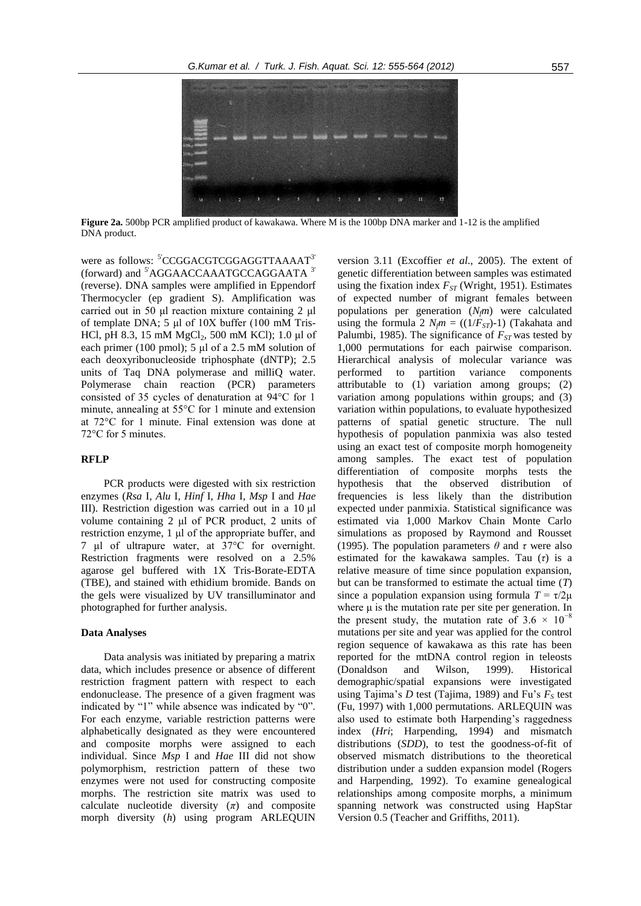**Figure 2a.** 500bp PCR amplified product of kawakawa. Where M is the 100bp DNA marker and 1-12 is the amplified DNA product.

were as follows: 5'CCGGACGTCGGAGGTTAAAAT3' (forward) and 5'AGGAACCAAATGCCAGGAATA 3' (reverse). DNA samples were amplified in Eppendorf Thermocycler (ep gradient S). Amplification was carried out in 50 µl reaction mixture containing 2 µl of template DNA; 5 µl of 10X buffer (100 mM Tris-HCl, pH 8.3, 15 mM $MgCl_2$, 500 mM KCl); 1.0 µl of each primer (100 pmol); 5 µl of a 2.5 mM solution of each deoxyribonucleoside triphosphate (dNTP); 2.5 units of Taq DNA polymerase and milliQ water. Polymerase chain reaction (PCR) parameters consisted of 35 cycles of denaturation at 94°C for 1 minute, annealing at 55°C for 1 minute and extension at 72°C for 1 minute. Final extension was done at 72°C for 5 minutes.

### RFLP

PCR products were digested with six restriction enzymes (*Rsa* I, *Alu* I, *Hinf* I, *Hha* I, *Msp* I and *Hae* III). Restriction digestion was carried out in a 10 µl volume containing 2 µl of PCR product, 2 units of restriction enzyme, 1 µl of the appropriate buffer, and 7 µl of ultrapure water, at 37°C for overnight. Restriction fragments were resolved on a 2.5% agarose gel buffered with 1X Tris-Borate-EDTA (TBE), and stained with ethidium bromide. Bands on the gels were visualized by UV transilluminator and photographed for further analysis.

### Data Analyses

Data analysis was initiated by preparing a matrix data, which includes presence or absence of different restriction fragment pattern with respect to each endonuclease. The presence of a given fragment was indicated by "1" while absence was indicated by "0". For each enzyme, variable restriction patterns were alphabetically designated as they were encountered and composite morphs were assigned to each individual. Since *Msp* I and *Hae* III did not show polymorphism, restriction pattern of these two enzymes were not used for constructing composite morphs. The restriction site matrix was used to calculate nucleotide diversity ($\pi$) and composite morph diversity ($h$) using program ARLEQUIN version 3.11 (Excoffier *et al*., 2005). The extent of genetic differentiation between samples was estimated using the fixation index $F_{ST}$ (Wright, 1951). Estimates of expected number of migrant females between populations per generation ($N_f m$) were calculated using the formula $2\ N_f m = ((1/F_{ST})\text{-}1)$ (Takahata and Palumbi, 1985). The significance of $F_{ST}$ was tested by 1,000 permutations for each pairwise comparison. Hierarchical analysis of molecular variance was performed to partition variance components attributable to (1) variation among groups; (2) variation among populations within groups; and (3) variation within populations, to evaluate hypothesized patterns of spatial genetic structure. The null hypothesis of population panmixia was also tested using an exact test of composite morph homogeneity among samples. The exact test of population differentiation of composite morphs tests the hypothesis that the observed distribution of frequencies is less likely than the distribution expected under panmixia. Statistical significance was estimated via 1,000 Markov Chain Monte Carlo simulations as proposed by Raymond and Rousset (1995). The population parameters $\theta$ and $\tau$ were also estimated for the kawakawa samples. Tau ($\tau$) is a relative measure of time since population expansion, but can be transformed to estimate the actual time ($T$) since a population expansion using formula $T = \tau/2\mu$ where µ is the mutation rate per site per generation. In the present study, the mutation rate of $3.6 \times 10^{-8}$ mutations per site and year was applied for the control region sequence of kawakawa as this rate has been reported for the mtDNA control region in teleosts (Donaldson and Wilson, 1999). Historical demographic/spatial expansions were investigated using Tajima's $D$ test (Tajima, 1989) and Fu's $F_S$ test (Fu, 1997) with 1,000 permutations. ARLEQUIN was also used to estimate both Harpending's raggedness index (*Hri*; Harpending, 1994) and mismatch distributions (*SDD*), to test the goodness-of-fit of observed mismatch distributions to the theoretical distribution under a sudden expansion model (Rogers and Harpending, 1992). To examine genealogical relationships among composite morphs, a minimum spanning network was constructed using HapStar Version 0.5 (Teacher and Griffiths, 2011).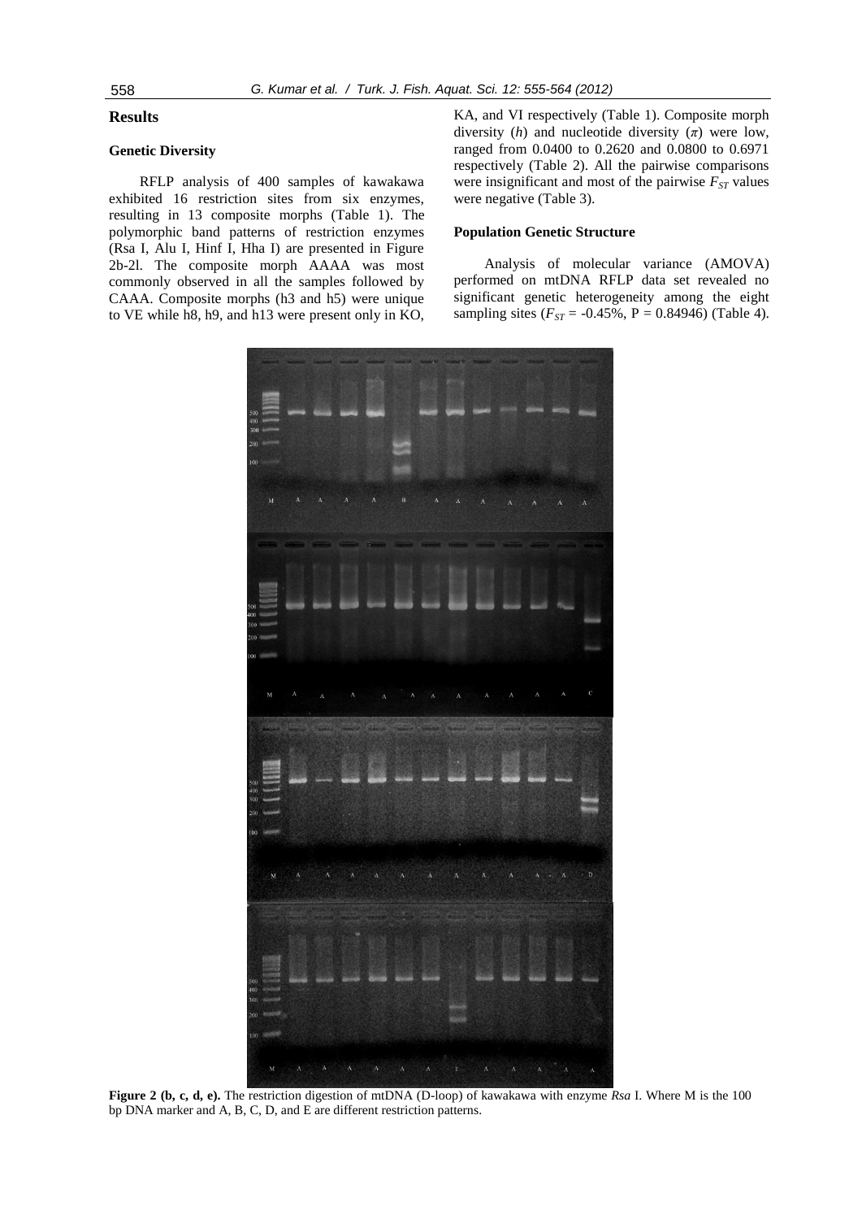## Results

### Genetic Diversity

RFLP analysis of 400 samples of kawakawa exhibited 16 restriction sites from six enzymes, resulting in 13 composite morphs (Table 1). The polymorphic band patterns of restriction enzymes (Rsa I, Alu I, Hinf I, Hha I) are presented in Figure 2b-2l. The composite morph AAAA was most commonly observed in all the samples followed by CAAA. Composite morphs (h3 and h5) were unique to VE while h8, h9, and h13 were present only in KO, KA, and VI respectively (Table 1). Composite morph diversity ($h$) and nucleotide diversity ($\pi$) were low, ranged from 0.0400 to 0.2620 and 0.0800 to 0.6971 respectively (Table 2). All the pairwise comparisons were insignificant and most of the pairwise $F_{ST}$ values were negative (Table 3).

### Population Genetic Structure

Analysis of molecular variance (AMOVA) performed on mtDNA RFLP data set revealed no significant genetic heterogeneity among the eight sampling sites ($F_{ST}$ = -0.45%, P = 0.84946) (Table 4).

**Figure 2 (b, c, d, e).** The restriction digestion of mtDNA (D-loop) of kawakawa with enzyme *Rsa* I. Where M is the 100 bp DNA marker and A, B, C, D, and E are different restriction patterns.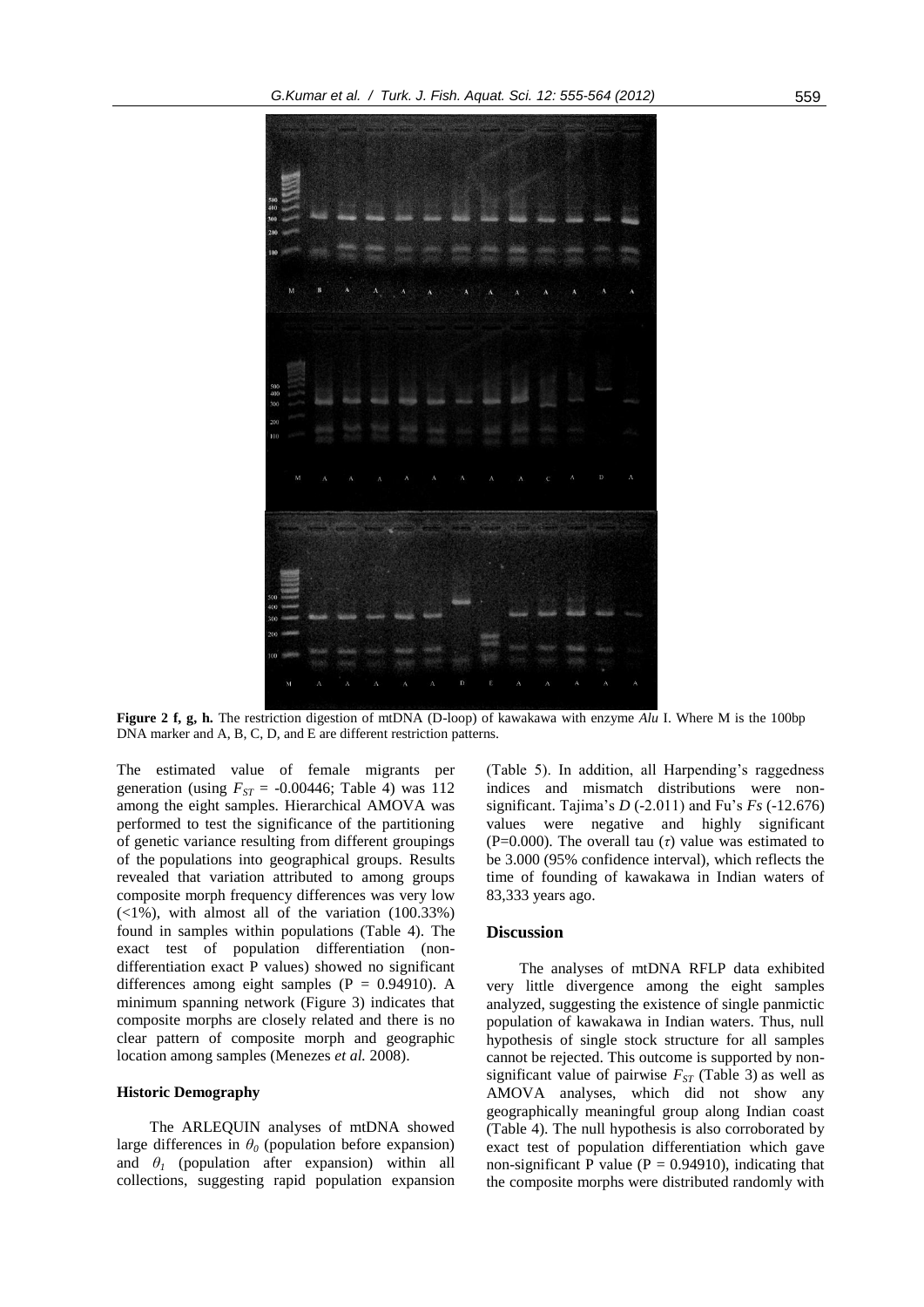**Figure 2 f, g, h.** The restriction digestion of mtDNA (D-loop) of kawakawa with enzyme *Alu* I. Where M is the 100bp DNA marker and A, B, C, D, and E are different restriction patterns.

The estimated value of female migrants per generation (using $F_{ST}$ = -0.00446; Table 4) was 112 among the eight samples. Hierarchical AMOVA was performed to test the significance of the partitioning of genetic variance resulting from different groupings of the populations into geographical groups. Results revealed that variation attributed to among groups composite morph frequency differences was very low (<1%), with almost all of the variation (100.33%) found in samples within populations (Table 4). The exact test of population differentiation (non-differentiation exact P values) showed no significant differences among eight samples (P = 0.94910). A minimum spanning network (Figure 3) indicates that composite morphs are closely related and there is no clear pattern of composite morph and geographic location among samples (Menezes *et al.* 2008).

### Historic Demography

The ARLEQUIN analyses of mtDNA showed large differences in $\theta_0$ (population before expansion) and $\theta_1$ (population after expansion) within all collections, suggesting rapid population expansion (Table 5). In addition, all Harpending's raggedness indices and mismatch distributions were non-significant. Tajima's *D* (-2.011) and Fu's *Fs* (-12.676) values were negative and highly significant (P=0.000). The overall tau ($\tau$) value was estimated to be 3.000 (95% confidence interval), which reflects the time of founding of kawakawa in Indian waters of 83,333 years ago.

## Discussion

The analyses of mtDNA RFLP data exhibited very little divergence among the eight samples analyzed, suggesting the existence of single panmictic population of kawakawa in Indian waters. Thus, null hypothesis of single stock structure for all samples cannot be rejected. This outcome is supported by non-significant value of pairwise $F_{ST}$ (Table 3) as well as AMOVA analyses, which did not show any geographically meaningful group along Indian coast (Table 4). The null hypothesis is also corroborated by exact test of population differentiation which gave non-significant P value (P = 0.94910), indicating that the composite morphs were distributed randomly with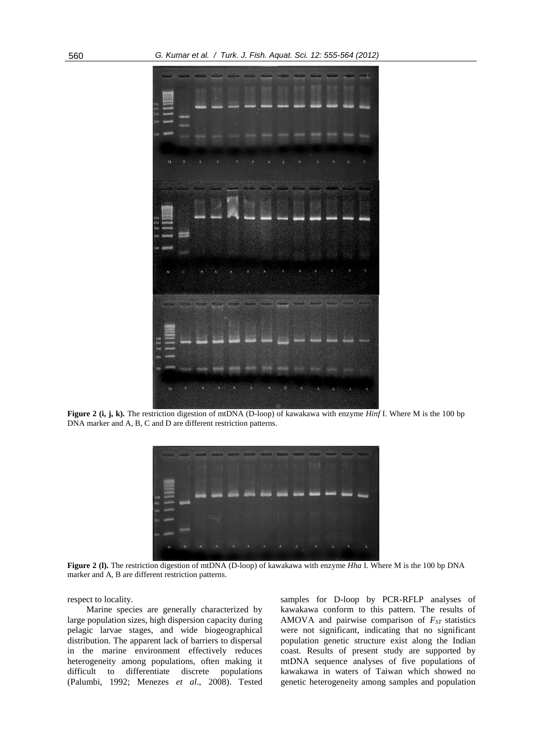**Figure 2 (i, j, k).** The restriction digestion of mtDNA (D-loop) of kawakawa with enzyme *Hinf* I. Where M is the 100 bp DNA marker and A, B, C and D are different restriction patterns.

**Figure 2 (l).** The restriction digestion of mtDNA (D-loop) of kawakawa with enzyme *Hha* I. Where M is the 100 bp DNA marker and A, B are different restriction patterns.

respect to locality.

Marine species are generally characterized by large population sizes, high dispersion capacity during pelagic larvae stages, and wide biogeographical distribution. The apparent lack of barriers to dispersal in the marine environment effectively reduces heterogeneity among populations, often making it difficult to differentiate discrete populations (Palumbi, 1992; Menezes *et al*., 2008). Tested samples for D-loop by PCR-RFLP analyses of kawakawa conform to this pattern. The results of AMOVA and pairwise comparison of $F_{ST}$ statistics were not significant, indicating that no significant population genetic structure exist along the Indian coast. Results of present study are supported by mtDNA sequence analyses of five populations of kawakawa in waters of Taiwan which showed no genetic heterogeneity among samples and population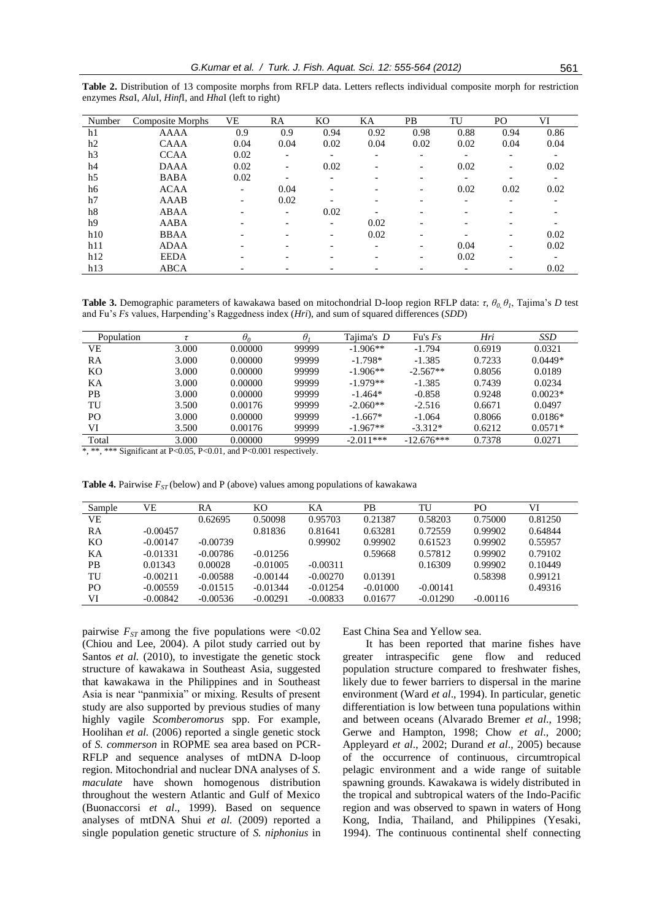**Table 2.** Distribution of 13 composite morphs from RFLP data. Letters reflects individual composite morph for restriction enzymes *Rsa*I, *Alu*I, *Hinf*I, and *Hha*I (left to right)

| Number | Composite Morphs | VE | RA | KO | KA | PB | TU | PO | VI |
|---|---|---|---|---|---|---|---|---|---|
| h1 | AAAA | 0.9 | 0.9 | 0.94 | 0.92 | 0.98 | 0.88 | 0.94 | 0.86 |
| h2 | CAAA | 0.04 | 0.04 | 0.02 | 0.04 | 0.02 | 0.02 | 0.04 | 0.04 |
| h3 | CCAA | 0.02 | - | - | - | - | - | - | - |
| h4 | DAAA | 0.02 | - | 0.02 | - | - | 0.02 | - | 0.02 |
| h5 | BABA | 0.02 | - | - | - | - | - | - | - |
| h6 | ACAA | - | 0.04 | - | - | - | 0.02 | 0.02 | 0.02 |
| h7 | AAAB | - | 0.02 | - | - | - | - | - | - |
| h8 | ABAA | - | - | 0.02 | - | - | - | - | - |
| h9 | AABA | - | - | - | 0.02 | - | - | - | - |
| h10 | BBAA | - | - | - | 0.02 | - | - | - | 0.02 |
| h11 | ADAA | - | - | - | - | - | 0.04 | - | 0.02 |
| h12 | EEDA | - | - | - | - | - | 0.02 | - | - |
| h13 | ABCA | - | - | - | - | - | - | - | 0.02 |

**Table 3.** Demographic parameters of kawakawa based on mitochondrial D-loop region RFLP data: $\tau$, $\theta_0$, $\theta_1$, Tajima's *D* test and Fu's *Fs* values, Harpending's Raggedness index (*Hri*), and sum of squared differences (*SDD*)

| Population | $\tau$ | $\theta_0$ | $\theta_1$ | Tajima's *D* | Fu's *Fs* | *Hri* | *SSD* |
|---|---|---|---|---|---|---|---|
| VE | 3.000 | 0.00000 | 99999 | -1.906** | -1.794 | 0.6919 | 0.0321 |
| RA | 3.000 | 0.00000 | 99999 | -1.798* | -1.385 | 0.7233 | 0.0449* |
| KO | 3.000 | 0.00000 | 99999 | -1.906** | -2.567** | 0.8056 | 0.0189 |
| KA | 3.000 | 0.00000 | 99999 | -1.979** | -1.385 | 0.7439 | 0.0234 |
| PB | 3.000 | 0.00000 | 99999 | -1.464* | -0.858 | 0.9248 | 0.0023* |
| TU | 3.500 | 0.00176 | 99999 | -2.060** | -2.516 | 0.6671 | 0.0497 |
| PO | 3.000 | 0.00000 | 99999 | -1.667* | -1.064 | 0.8066 | 0.0186* |
| VI | 3.500 | 0.00176 | 99999 | -1.967** | -3.312* | 0.6212 | 0.0571* |
| Total | 3.000 | 0.00000 | 99999 | -2.011*** | -12.676*** | 0.7378 | 0.0271 |

*, **, *** Significant at P<0.05, P<0.01, and P<0.001 respectively.

**Table 4.** Pairwise $F_{ST}$ (below) and P (above) values among populations of kawakawa

| Sample | VE | RA | KO | KA | PB | TU | PO | VI |
|---|---|---|---|---|---|---|---|---|
| VE | | 0.62695 | 0.50098 | 0.95703 | 0.21387 | 0.58203 | 0.75000 | 0.81250 |
| RA | -0.00457 | | 0.81836 | 0.81641 | 0.63281 | 0.72559 | 0.99902 | 0.64844 |
| KO | -0.00147 | -0.00739 | | 0.99902 | 0.99902 | 0.61523 | 0.99902 | 0.55957 |
| KA | -0.01331 | -0.00786 | -0.01256 | | 0.59668 | 0.57812 | 0.99902 | 0.79102 |
| PB | 0.01343 | 0.00028 | -0.01005 | -0.00311 | | 0.16309 | 0.99902 | 0.10449 |
| TU | -0.00211 | -0.00588 | -0.00144 | -0.00270 | 0.01391 | | 0.58398 | 0.99121 |
| PO | -0.00559 | -0.01515 | -0.01344 | -0.01254 | -0.01000 | -0.00141 | | 0.49316 |
| VI | -0.00842 | -0.00536 | -0.00291 | -0.00833 | 0.01677 | -0.01290 | -0.00116 | |

pairwise $F_{ST}$ among the five populations were <0.02 (Chiou and Lee, 2004). A pilot study carried out by Santos *et al.* (2010), to investigate the genetic stock structure of kawakawa in Southeast Asia, suggested that kawakawa in the Philippines and in Southeast Asia is near "panmixia" or mixing. Results of present study are also supported by previous studies of many highly vagile *Scomberomorus* spp. For example, Hoolihan *et al.* (2006) reported a single genetic stock of *S. commerson* in ROPME sea area based on PCR-RFLP and sequence analyses of mtDNA D-loop region. Mitochondrial and nuclear DNA analyses of *S. maculate* have shown homogenous distribution throughout the western Atlantic and Gulf of Mexico (Buonaccorsi *et al*., 1999). Based on sequence analyses of mtDNA Shui *et al.* (2009) reported a single population genetic structure of *S. niphonius* in East China Sea and Yellow sea.

It has been reported that marine fishes have greater intraspecific gene flow and reduced population structure compared to freshwater fishes, likely due to fewer barriers to dispersal in the marine environment (Ward *et al*., 1994). In particular, genetic differentiation is low between tuna populations within and between oceans (Alvarado Bremer *et al*., 1998; Gerwe and Hampton, 1998; Chow *et al*., 2000; Appleyard *et al*., 2002; Durand *et al*., 2005) because of the occurrence of continuous, circumtropical pelagic environment and a wide range of suitable spawning grounds. Kawakawa is widely distributed in the tropical and subtropical waters of the Indo-Pacific region and was observed to spawn in waters of Hong Kong, India, Thailand, and Philippines (Yesaki, 1994). The continuous continental shelf connecting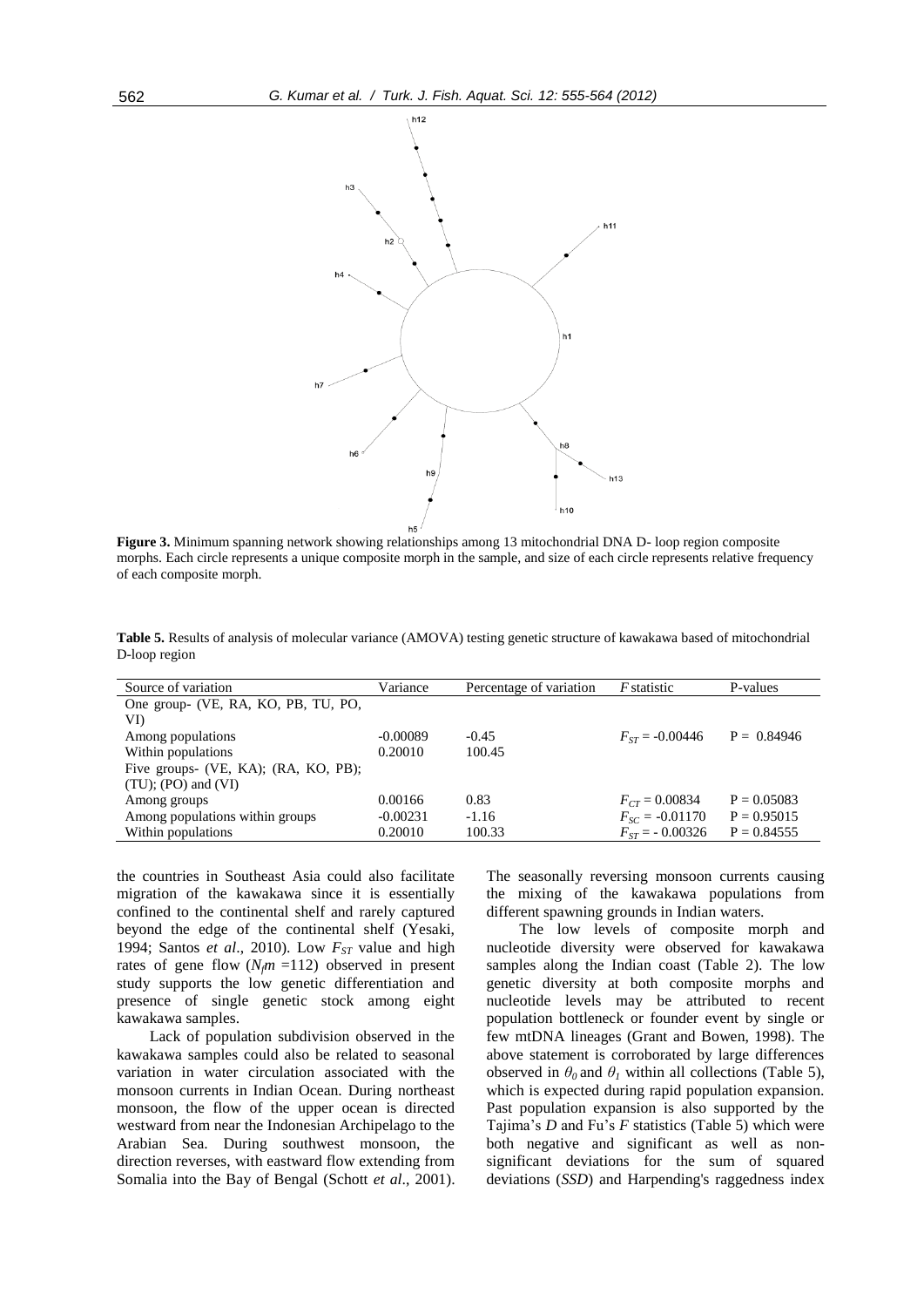**Figure 3.** Minimum spanning network showing relationships among 13 mitochondrial DNA D- loop region composite morphs. Each circle represents a unique composite morph in the sample, and size of each circle represents relative frequency of each composite morph.

**Table 5.** Results of analysis of molecular variance (AMOVA) testing genetic structure of kawakawa based of mitochondrial D-loop region

| Source of variation | Variance | Percentage of variation | *F* statistic | P-values |
|---|---|---|---|---|
| One group- (VE, RA, KO, PB, TU, PO, VI) | | | | |
| Among populations | -0.00089 | -0.45 | $F_{ST}$ = -0.00446 | P = 0.84946 |
| Within populations | 0.20010 | 100.45 | | |
| Five groups- (VE, KA); (RA, KO, PB); (TU); (PO) and (VI) | | | | |
| Among groups | 0.00166 | 0.83 | $F_{CT}$ = 0.00834 | P = 0.05083 |
| Among populations within groups | -0.00231 | -1.16 | $F_{SC}$ = -0.01170 | P = 0.95015 |
| Within populations | 0.20010 | 100.33 | $F_{ST}$ = - 0.00326 | P = 0.84555 |

the countries in Southeast Asia could also facilitate migration of the kawakawa since it is essentially confined to the continental shelf and rarely captured beyond the edge of the continental shelf (Yesaki, 1994; Santos *et al*., 2010). Low $F_{ST}$ value and high rates of gene flow ($N_fm$ =112) observed in present study supports the low genetic differentiation and presence of single genetic stock among eight kawakawa samples.

Lack of population subdivision observed in the kawakawa samples could also be related to seasonal variation in water circulation associated with the monsoon currents in Indian Ocean. During northeast monsoon, the flow of the upper ocean is directed westward from near the Indonesian Archipelago to the Arabian Sea. During southwest monsoon, the direction reverses, with eastward flow extending from Somalia into the Bay of Bengal (Schott *et al*., 2001). The seasonally reversing monsoon currents causing the mixing of the kawakawa populations from different spawning grounds in Indian waters.

The low levels of composite morph and nucleotide diversity were observed for kawakawa samples along the Indian coast (Table 2). The low genetic diversity at both composite morphs and nucleotide levels may be attributed to recent population bottleneck or founder event by single or few mtDNA lineages (Grant and Bowen, 1998). The above statement is corroborated by large differences observed in $\theta_0$ and $\theta_1$ within all collections (Table 5), which is expected during rapid population expansion. Past population expansion is also supported by the Tajima's *D* and Fu's *F* statistics (Table 5) which were both negative and significant as well as non-significant deviations for the sum of squared deviations (*SSD*) and Harpending's raggedness index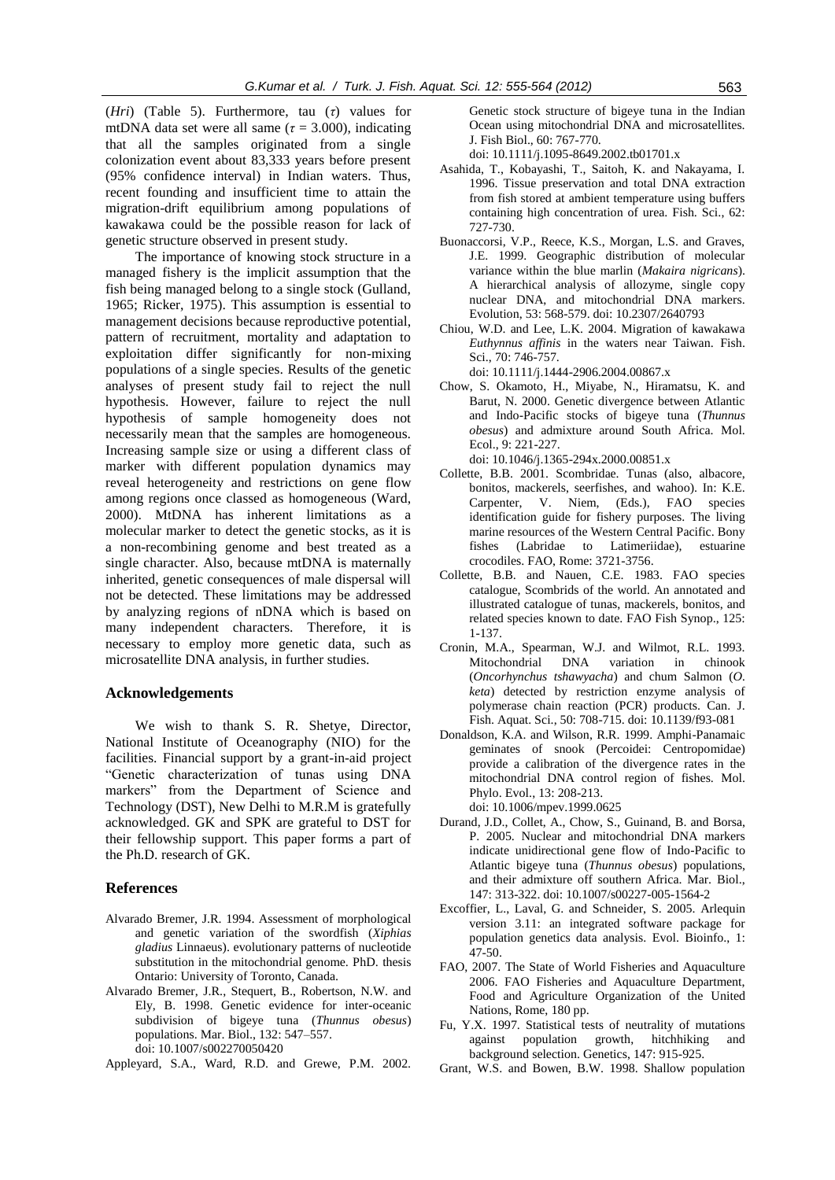(*Hri*) (Table 5). Furthermore, tau ($\tau$) values for mtDNA data set were all same ($\tau = 3.000$), indicating that all the samples originated from a single colonization event about 83,333 years before present (95% confidence interval) in Indian waters. Thus, recent founding and insufficient time to attain the migration-drift equilibrium among populations of kawakawa could be the possible reason for lack of genetic structure observed in present study.

The importance of knowing stock structure in a managed fishery is the implicit assumption that the fish being managed belong to a single stock (Gulland, 1965; Ricker, 1975). This assumption is essential to management decisions because reproductive potential, pattern of recruitment, mortality and adaptation to exploitation differ significantly for non-mixing populations of a single species. Results of the genetic analyses of present study fail to reject the null hypothesis. However, failure to reject the null hypothesis of sample homogeneity does not necessarily mean that the samples are homogeneous. Increasing sample size or using a different class of marker with different population dynamics may reveal heterogeneity and restrictions on gene flow among regions once classed as homogeneous (Ward, 2000). MtDNA has inherent limitations as a molecular marker to detect the genetic stocks, as it is a non-recombining genome and best treated as a single character. Also, because mtDNA is maternally inherited, genetic consequences of male dispersal will not be detected. These limitations may be addressed by analyzing regions of nDNA which is based on many independent characters. Therefore, it is necessary to employ more genetic data, such as microsatellite DNA analysis, in further studies.

## Acknowledgements

We wish to thank S. R. Shetye, Director, National Institute of Oceanography (NIO) for the facilities. Financial support by a grant-in-aid project "Genetic characterization of tunas using DNA markers" from the Department of Science and Technology (DST), New Delhi to M.R.M is gratefully acknowledged. GK and SPK are grateful to DST for their fellowship support. This paper forms a part of the Ph.D. research of GK.

## References

Alvarado Bremer, J.R. 1994. Assessment of morphological and genetic variation of the swordfish (*Xiphias gladius* Linnaeus). evolutionary patterns of nucleotide substitution in the mitochondrial genome. PhD. thesis Ontario: University of Toronto, Canada.

Alvarado Bremer, J.R., Stequert, B., Robertson, N.W. and Ely, B. 1998. Genetic evidence for inter-oceanic subdivision of bigeye tuna (*Thunnus obesus*) populations. Mar. Biol., 132: 547–557. doi: 10.1007/s002270050420

Appleyard, S.A., Ward, R.D. and Grewe, P.M. 2002. Genetic stock structure of bigeye tuna in the Indian Ocean using mitochondrial DNA and microsatellites. J. Fish Biol., 60: 767-770. doi: 10.1111/j.1095-8649.2002.tb01701.x

Asahida, T., Kobayashi, T., Saitoh, K. and Nakayama, I. 1996. Tissue preservation and total DNA extraction from fish stored at ambient temperature using buffers containing high concentration of urea. Fish. Sci., 62: 727-730.

Buonaccorsi, V.P., Reece, K.S., Morgan, L.S. and Graves, J.E. 1999. Geographic distribution of molecular variance within the blue marlin (*Makaira nigricans*). A hierarchical analysis of allozyme, single copy nuclear DNA, and mitochondrial DNA markers. Evolution, 53: 568-579. doi: 10.2307/2640793

Chiou, W.D. and Lee, L.K. 2004. Migration of kawakawa *Euthynnus affinis* in the waters near Taiwan. Fish. Sci., 70: 746-757. doi: 10.1111/j.1444-2906.2004.00867.x

Chow, S. Okamoto, H., Miyabe, N., Hiramatsu, K. and Barut, N. 2000. Genetic divergence between Atlantic and Indo-Pacific stocks of bigeye tuna (*Thunnus obesus*) and admixture around South Africa. Mol. Ecol., 9: 221-227. doi: 10.1046/j.1365-294x.2000.00851.x

Collette, B.B. 2001. Scombridae. Tunas (also, albacore, bonitos, mackerels, seerfishes, and wahoo). In: K.E. Carpenter, V. Niem, (Eds.), FAO species identification guide for fishery purposes. The living marine resources of the Western Central Pacific. Bony fishes (Labridae to Latimeriidae), estuarine crocodiles. FAO, Rome: 3721-3756.

Collette, B.B. and Nauen, C.E. 1983. FAO species catalogue, Scombrids of the world. An annotated and illustrated catalogue of tunas, mackerels, bonitos, and related species known to date. FAO Fish Synop., 125: 1-137.

Cronin, M.A., Spearman, W.J. and Wilmot, R.L. 1993. Mitochondrial DNA variation in chinook (*Oncorhynchus tshawyacha*) and chum Salmon (*O. keta*) detected by restriction enzyme analysis of polymerase chain reaction (PCR) products. Can. J. Fish. Aquat. Sci., 50: 708-715. doi: 10.1139/f93-081

Donaldson, K.A. and Wilson, R.R. 1999. Amphi-Panamaic geminates of snook (Percoidei: Centropomidae) provide a calibration of the divergence rates in the mitochondrial DNA control region of fishes. Mol. Phylo. Evol., 13: 208-213. doi: 10.1006/mpev.1999.0625

Durand, J.D., Collet, A., Chow, S., Guinand, B. and Borsa, P. 2005. Nuclear and mitochondrial DNA markers indicate unidirectional gene flow of Indo-Pacific to Atlantic bigeye tuna (*Thunnus obesus*) populations, and their admixture off southern Africa. Mar. Biol., 147: 313-322. doi: 10.1007/s00227-005-1564-2

Excoffier, L., Laval, G. and Schneider, S. 2005. Arlequin version 3.11: an integrated software package for population genetics data analysis. Evol. Bioinfo., 1: 47-50.

FAO, 2007. The State of World Fisheries and Aquaculture 2006. FAO Fisheries and Aquaculture Department, Food and Agriculture Organization of the United Nations, Rome, 180 pp.

Fu, Y.X. 1997. Statistical tests of neutrality of mutations against population growth, hitchhiking and background selection. Genetics, 147: 915-925.

Grant, W.S. and Bowen, B.W. 1998. Shallow population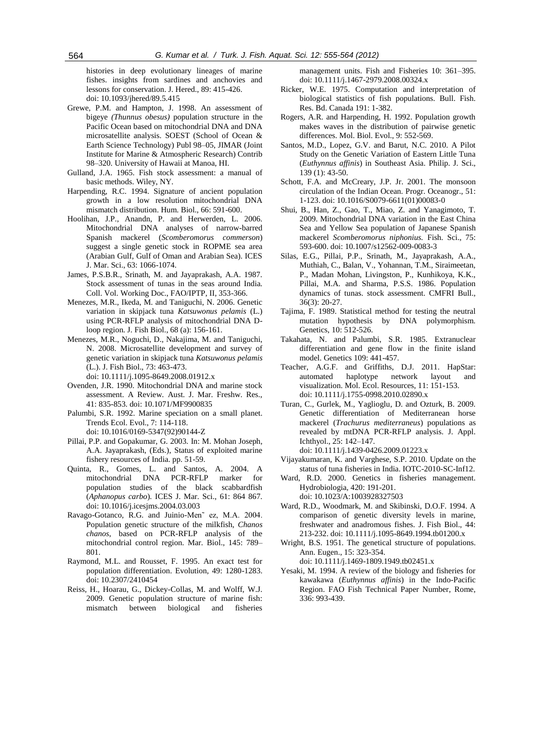histories in deep evolutionary lineages of marine fishes. insights from sardines and anchovies and lessons for conservation. J. Hered., 89: 415-426. doi: 10.1093/jhered/89.5.415

Grewe, P.M. and Hampton, J. 1998. An assessment of bigeye *(Thunnus obesus)* population structure in the Pacific Ocean based on mitochondrial DNA and DNA microsatellite analysis. SOEST (School of Ocean & Earth Science Technology) Publ 98–05, JIMAR (Joint Institute for Marine & Atmospheric Research) Contrib 98–320. University of Hawaii at Manoa, HI.

Gulland, J.A. 1965. Fish stock assessment: a manual of basic methods. Wiley, NY.

Harpending, R.C. 1994. Signature of ancient population growth in a low resolution mitochondrial DNA mismatch distribution. Hum. Biol., 66: 591-600.

Hoolihan, J.P., Anandn, P. and Herwerden, L. 2006. Mitochondrial DNA analyses of narrow-barred Spanish mackerel (*Scomberomorus commerson*) suggest a single genetic stock in ROPME sea area (Arabian Gulf, Gulf of Oman and Arabian Sea). ICES J. Mar. Sci., 63: 1066-1074.

James, P.S.B.R., Srinath, M. and Jayaprakash, A.A. 1987. Stock assessment of tunas in the seas around India. Coll. Vol. Working Doc., FAO/IPTP, II, 353-366.

Menezes, M.R., Ikeda, M. and Taniguchi, N. 2006. Genetic variation in skipjack tuna *Katsuwonus pelamis* (L.) using PCR-RFLP analysis of mitochondrial DNA D-loop region. J. Fish Biol., 68 (a): 156-161.

Menezes, M.R., Noguchi, D., Nakajima, M. and Taniguchi, N. 2008. Microsatellite development and survey of genetic variation in skipjack tuna *Katsuwonus pelamis* (L.). J. Fish Biol., 73: 463-473. doi: 10.1111/j.1095-8649.2008.01912.x

Ovenden, J.R. 1990. Mitochondrial DNA and marine stock assessment. A Review. Aust. J. Mar. Freshw. Res., 41: 835-853. doi: 10.1071/MF9900835

Palumbi, S.R. 1992. Marine speciation on a small planet. Trends Ecol. Evol., 7: 114-118. doi: 10.1016/0169-5347(92)90144-Z

Pillai, P.P. and Gopakumar, G. 2003. In: M. Mohan Joseph, A.A. Jayaprakash, (Eds.), Status of exploited marine fishery resources of India. pp. 51-59.

Quinta, R., Gomes, L. and Santos, A. 2004. A mitochondrial DNA PCR-RFLP marker for population studies of the black scabbardfish (*Aphanopus carbo*). ICES J. Mar. Sci., 61: 864 867. doi: 10.1016/j.icesjms.2004.03.003

Ravago-Gotanco, R.G. and Juinio-Men˜ ez, M.A. 2004. Population genetic structure of the milkfish, *Chanos chanos*, based on PCR-RFLP analysis of the mitochondrial control region. Mar. Biol., 145: 789–801.

Raymond, M.L. and Rousset, F. 1995. An exact test for population differentiation. Evolution, 49: 1280-1283. doi: 10.2307/2410454

Reiss, H., Hoarau, G., Dickey-Collas, M. and Wolff, W.J. 2009. Genetic population structure of marine fish: mismatch between biological and fisheries management units. Fish and Fisheries 10: 361–395. doi: 10.1111/j.1467-2979.2008.00324.x

Ricker, W.E. 1975. Computation and interpretation of biological statistics of fish populations. Bull. Fish. Res. Bd. Canada 191: 1-382.

Rogers, A.R. and Harpending, H. 1992. Population growth makes waves in the distribution of pairwise genetic differences. Mol. Biol. Evol., 9: 552-569.

Santos, M.D., Lopez, G.V. and Barut, N.C. 2010. A Pilot Study on the Genetic Variation of Eastern Little Tuna (*Euthynnus affinis*) in Southeast Asia. Philip. J. Sci., 139 (1): 43-50.

Schott, F.A. and McCreary, J.P. Jr. 2001. The monsoon circulation of the Indian Ocean. Progr. Oceanogr., 51: 1-123. doi: 10.1016/S0079-6611(01)00083-0

Shui, B., Han, Z., Gao, T., Miao, Z. and Yanagimoto, T. 2009. Mitochondrial DNA variation in the East China Sea and Yellow Sea population of Japanese Spanish mackerel *Scomberomorus niphonius.* Fish. Sci., 75: 593-600. doi: 10.1007/s12562-009-0083-3

Silas, E.G., Pillai, P.P., Srinath, M., Jayaprakash, A.A., Muthiah, C., Balan, V., Yohannan, T.M., Siraimeetan, P., Madan Mohan, Livingston, P., Kunhikoya, K.K., Pillai, M.A. and Sharma, P.S.S. 1986. Population dynamics of tunas. stock assessment. CMFRI Bull., 36(3): 20-27.

Tajima, F. 1989. Statistical method for testing the neutral mutation hypothesis by DNA polymorphism. Genetics, 10: 512-526.

Takahata, N. and Palumbi, S.R. 1985. Extranuclear differentiation and gene flow in the finite island model. Genetics 109: 441-457.

Teacher, A.G.F. and Griffiths, D.J. 2011. HapStar: automated haplotype network layout and visualization. Mol. Ecol. Resources, 11: 151-153. doi: 10.1111/j.1755-0998.2010.02890.x

Turan, C., Gurlek, M., Yaglioglu, D. and Ozturk, B. 2009. Genetic differentiation of Mediterranean horse mackerel (*Trachurus mediterraneus*) populations as revealed by mtDNA PCR-RFLP analysis. J. Appl. Ichthyol., 25: 142–147. doi: 10.1111/j.1439-0426.2009.01223.x

Vijayakumaran, K. and Varghese, S.P. 2010. Update on the status of tuna fisheries in India. IOTC-2010-SC-Inf12.

Ward, R.D. 2000. Genetics in fisheries management. Hydrobiologia, 420: 191-201. doi: 10.1023/A:1003928327503

Ward, R.D., Woodmark, M. and Skibinski, D.O.F. 1994. A comparison of genetic diversity levels in marine, freshwater and anadromous fishes. J. Fish Biol., 44: 213-232. doi: 10.1111/j.1095-8649.1994.tb01200.x

Wright, B.S. 1951. The genetical structure of populations. Ann. Eugen., 15: 323-354. doi: 10.1111/j.1469-1809.1949.tb02451.x

Yesaki, M. 1994. A review of the biology and fisheries for kawakawa (*Euthynnus affinis*) in the Indo-Pacific Region. FAO Fish Technical Paper Number, Rome, 336: 993-439.